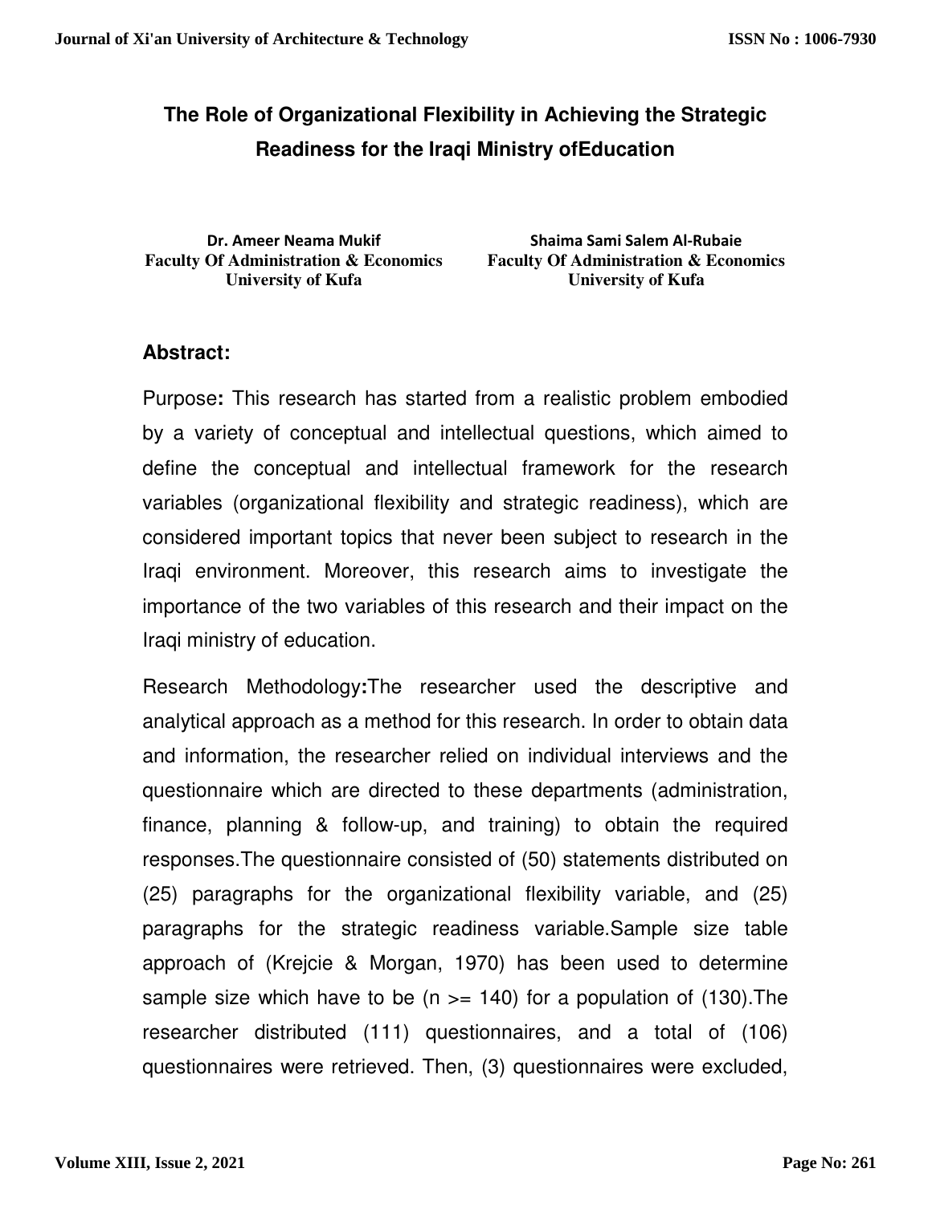# The Role of Organizational Flexibility in Achieving the Strategic Readiness for the Iraqi Ministry ofEducation

**Dr. Ameer Neama Mukif**
**Faculty Of Administration & Economics**
**University of Kufa**

**Shaima Sami Salem Al-Rubaie**
**Faculty Of Administration & Economics**
**University of Kufa**

## Abstract:

Purpose**:** This research has started from a realistic problem embodied by a variety of conceptual and intellectual questions, which aimed to define the conceptual and intellectual framework for the research variables (organizational flexibility and strategic readiness), which are considered important topics that never been subject to research in the Iraqi environment. Moreover, this research aims to investigate the importance of the two variables of this research and their impact on the Iraqi ministry of education.

Research Methodology**:**The researcher used the descriptive and analytical approach as a method for this research. In order to obtain data and information, the researcher relied on individual interviews and the questionnaire which are directed to these departments (administration, finance, planning & follow-up, and training) to obtain the required responses.The questionnaire consisted of (50) statements distributed on (25) paragraphs for the organizational flexibility variable, and (25) paragraphs for the strategic readiness variable.Sample size table approach of (Krejcie & Morgan, 1970) has been used to determine sample size which have to be (n >= 140) for a population of (130).The researcher distributed (111) questionnaires, and a total of (106) questionnaires were retrieved. Then, (3) questionnaires were excluded,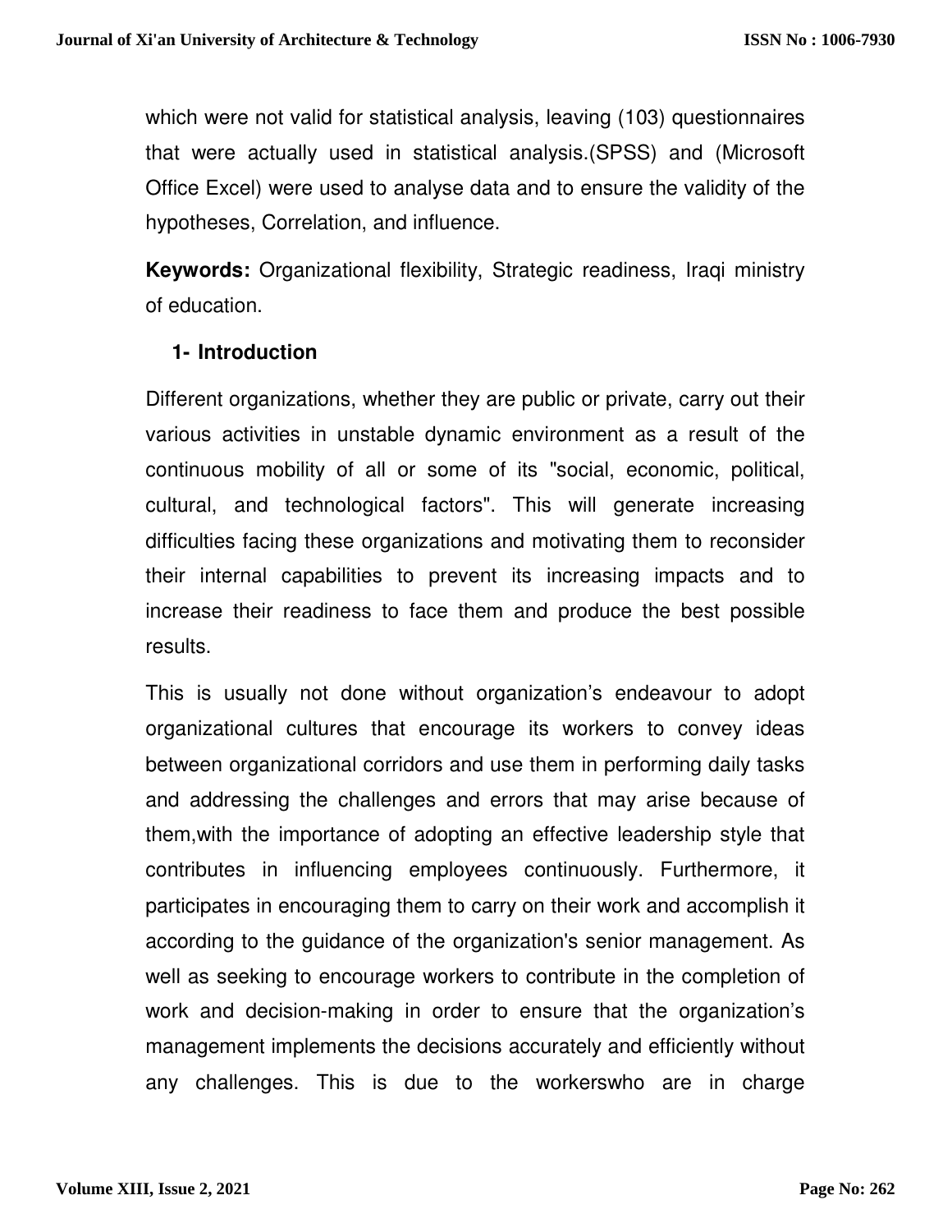which were not valid for statistical analysis, leaving (103) questionnaires that were actually used in statistical analysis.(SPSS) and (Microsoft Office Excel) were used to analyse data and to ensure the validity of the hypotheses, Correlation, and influence.

**Keywords:** Organizational flexibility, Strategic readiness, Iraqi ministry of education.

## 1- Introduction

Different organizations, whether they are public or private, carry out their various activities in unstable dynamic environment as a result of the continuous mobility of all or some of its "social, economic, political, cultural, and technological factors". This will generate increasing difficulties facing these organizations and motivating them to reconsider their internal capabilities to prevent its increasing impacts and to increase their readiness to face them and produce the best possible results.

This is usually not done without organization's endeavour to adopt organizational cultures that encourage its workers to convey ideas between organizational corridors and use them in performing daily tasks and addressing the challenges and errors that may arise because of them,with the importance of adopting an effective leadership style that contributes in influencing employees continuously. Furthermore, it participates in encouraging them to carry on their work and accomplish it according to the guidance of the organization's senior management. As well as seeking to encourage workers to contribute in the completion of work and decision-making in order to ensure that the organization's management implements the decisions accurately and efficiently without any challenges. This is due to the workerswho are in charge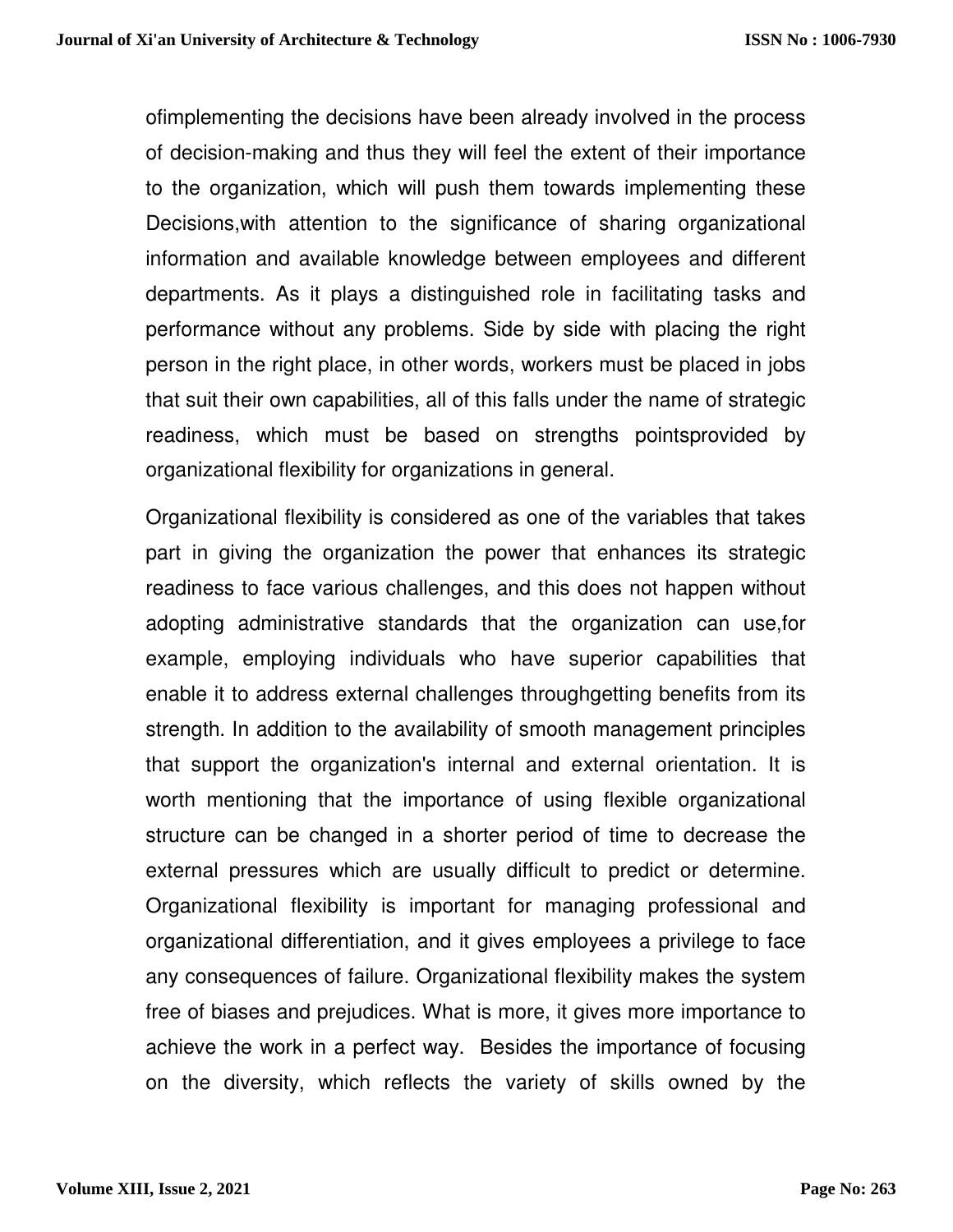ofimplementing the decisions have been already involved in the process of decision-making and thus they will feel the extent of their importance to the organization, which will push them towards implementing these Decisions,with attention to the significance of sharing organizational information and available knowledge between employees and different departments. As it plays a distinguished role in facilitating tasks and performance without any problems. Side by side with placing the right person in the right place, in other words, workers must be placed in jobs that suit their own capabilities, all of this falls under the name of strategic readiness, which must be based on strengths pointsprovided by organizational flexibility for organizations in general.

Organizational flexibility is considered as one of the variables that takes part in giving the organization the power that enhances its strategic readiness to face various challenges, and this does not happen without adopting administrative standards that the organization can use,for example, employing individuals who have superior capabilities that enable it to address external challenges throughgetting benefits from its strength. In addition to the availability of smooth management principles that support the organization's internal and external orientation. It is worth mentioning that the importance of using flexible organizational structure can be changed in a shorter period of time to decrease the external pressures which are usually difficult to predict or determine. Organizational flexibility is important for managing professional and organizational differentiation, and it gives employees a privilege to face any consequences of failure. Organizational flexibility makes the system free of biases and prejudices. What is more, it gives more importance to achieve the work in a perfect way. Besides the importance of focusing on the diversity, which reflects the variety of skills owned by the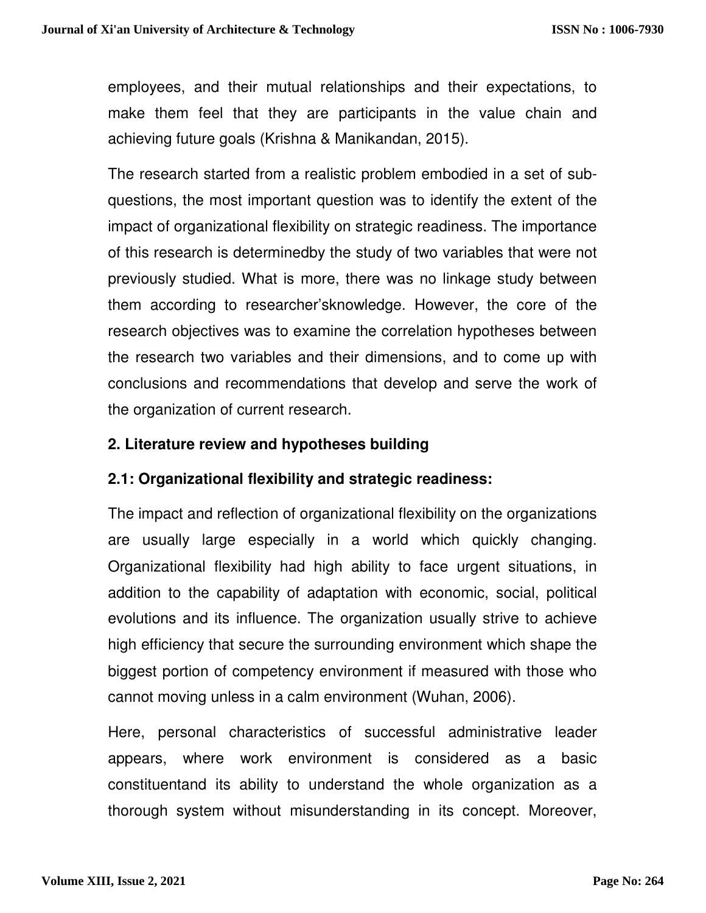employees, and their mutual relationships and their expectations, to make them feel that they are participants in the value chain and achieving future goals (Krishna & Manikandan, 2015).

The research started from a realistic problem embodied in a set of sub-questions, the most important question was to identify the extent of the impact of organizational flexibility on strategic readiness. The importance of this research is determinedby the study of two variables that were not previously studied. What is more, there was no linkage study between them according to researcher'sknowledge. However, the core of the research objectives was to examine the correlation hypotheses between the research two variables and their dimensions, and to come up with conclusions and recommendations that develop and serve the work of the organization of current research.

## 2. Literature review and hypotheses building

### 2.1: Organizational flexibility and strategic readiness:

The impact and reflection of organizational flexibility on the organizations are usually large especially in a world which quickly changing. Organizational flexibility had high ability to face urgent situations, in addition to the capability of adaptation with economic, social, political evolutions and its influence. The organization usually strive to achieve high efficiency that secure the surrounding environment which shape the biggest portion of competency environment if measured with those who cannot moving unless in a calm environment (Wuhan, 2006).

Here, personal characteristics of successful administrative leader appears, where work environment is considered as a basic constituentand its ability to understand the whole organization as a thorough system without misunderstanding in its concept. Moreover,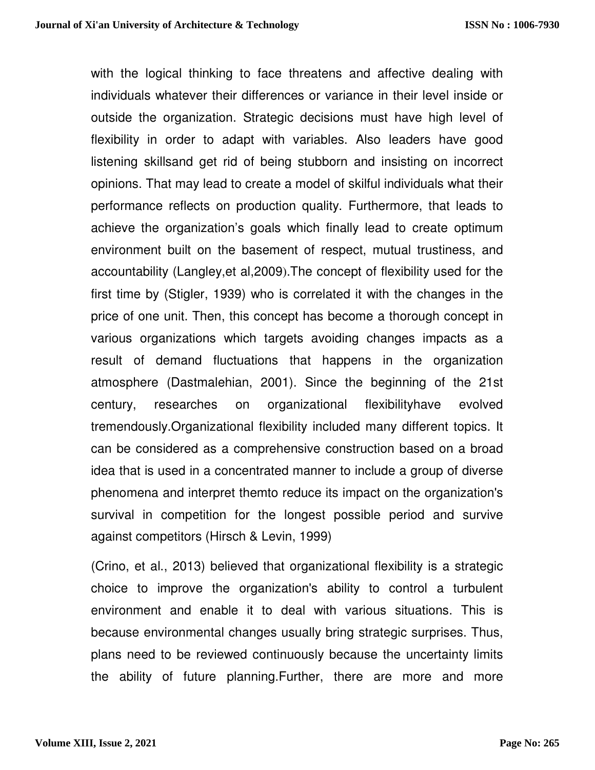with the logical thinking to face threatens and affective dealing with individuals whatever their differences or variance in their level inside or outside the organization. Strategic decisions must have high level of flexibility in order to adapt with variables. Also leaders have good listening skillsand get rid of being stubborn and insisting on incorrect opinions. That may lead to create a model of skilful individuals what their performance reflects on production quality. Furthermore, that leads to achieve the organization's goals which finally lead to create optimum environment built on the basement of respect, mutual trustiness, and accountability (Langley,et al,2009).The concept of flexibility used for the first time by (Stigler, 1939) who is correlated it with the changes in the price of one unit. Then, this concept has become a thorough concept in various organizations which targets avoiding changes impacts as a result of demand fluctuations that happens in the organization atmosphere (Dastmalehian, 2001). Since the beginning of the 21st century, researches on organizational flexibilityhave evolved tremendously.Organizational flexibility included many different topics. It can be considered as a comprehensive construction based on a broad idea that is used in a concentrated manner to include a group of diverse phenomena and interpret themto reduce its impact on the organization's survival in competition for the longest possible period and survive against competitors (Hirsch & Levin, 1999)

(Crino, et al., 2013) believed that organizational flexibility is a strategic choice to improve the organization's ability to control a turbulent environment and enable it to deal with various situations. This is because environmental changes usually bring strategic surprises. Thus, plans need to be reviewed continuously because the uncertainty limits the ability of future planning.Further, there are more and more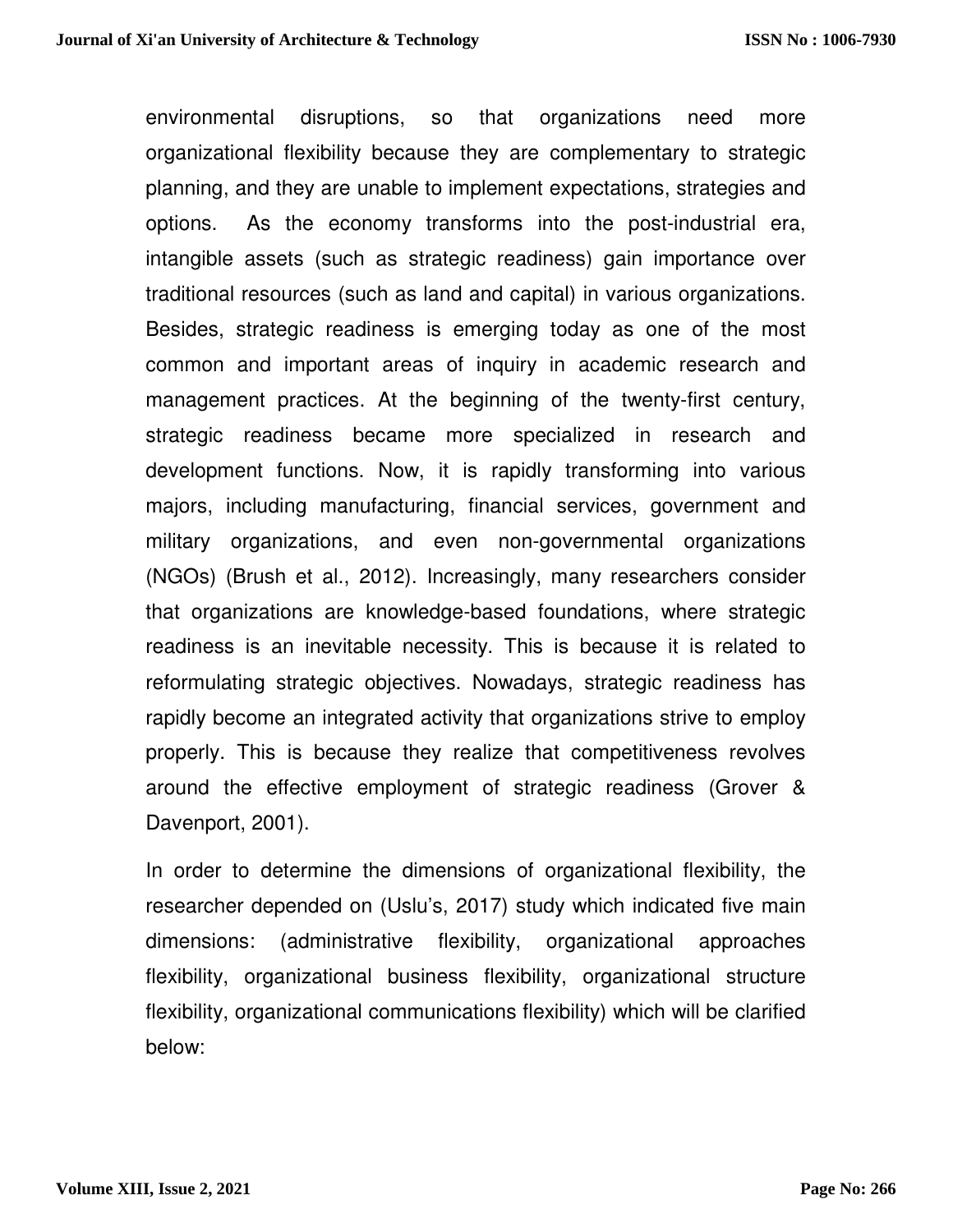environmental disruptions, so that organizations need more organizational flexibility because they are complementary to strategic planning, and they are unable to implement expectations, strategies and options. As the economy transforms into the post-industrial era, intangible assets (such as strategic readiness) gain importance over traditional resources (such as land and capital) in various organizations. Besides, strategic readiness is emerging today as one of the most common and important areas of inquiry in academic research and management practices. At the beginning of the twenty-first century, strategic readiness became more specialized in research and development functions. Now, it is rapidly transforming into various majors, including manufacturing, financial services, government and military organizations, and even non-governmental organizations (NGOs) (Brush et al., 2012). Increasingly, many researchers consider that organizations are knowledge-based foundations, where strategic readiness is an inevitable necessity. This is because it is related to reformulating strategic objectives. Nowadays, strategic readiness has rapidly become an integrated activity that organizations strive to employ properly. This is because they realize that competitiveness revolves around the effective employment of strategic readiness (Grover & Davenport, 2001).

In order to determine the dimensions of organizational flexibility, the researcher depended on (Uslu's, 2017) study which indicated five main dimensions: (administrative flexibility, organizational approaches flexibility, organizational business flexibility, organizational structure flexibility, organizational communications flexibility) which will be clarified below: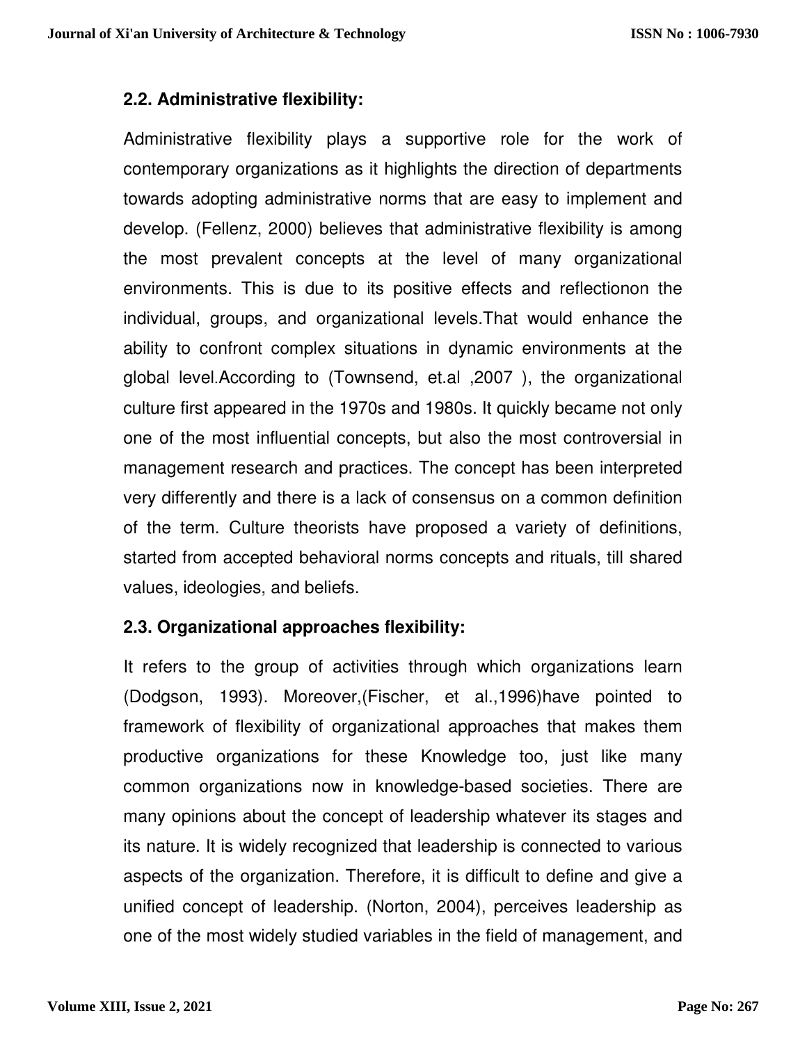### 2.2. Administrative flexibility:

Administrative flexibility plays a supportive role for the work of contemporary organizations as it highlights the direction of departments towards adopting administrative norms that are easy to implement and develop. (Fellenz, 2000) believes that administrative flexibility is among the most prevalent concepts at the level of many organizational environments. This is due to its positive effects and reflectionon the individual, groups, and organizational levels.That would enhance the ability to confront complex situations in dynamic environments at the global level.According to (Townsend, et.al ,2007 ), the organizational culture first appeared in the 1970s and 1980s. It quickly became not only one of the most influential concepts, but also the most controversial in management research and practices. The concept has been interpreted very differently and there is a lack of consensus on a common definition of the term. Culture theorists have proposed a variety of definitions, started from accepted behavioral norms concepts and rituals, till shared values, ideologies, and beliefs.

### 2.3. Organizational approaches flexibility:

It refers to the group of activities through which organizations learn (Dodgson, 1993). Moreover,(Fischer, et al.,1996)have pointed to framework of flexibility of organizational approaches that makes them productive organizations for these Knowledge too, just like many common organizations now in knowledge-based societies. There are many opinions about the concept of leadership whatever its stages and its nature. It is widely recognized that leadership is connected to various aspects of the organization. Therefore, it is difficult to define and give a unified concept of leadership. (Norton, 2004), perceives leadership as one of the most widely studied variables in the field of management, and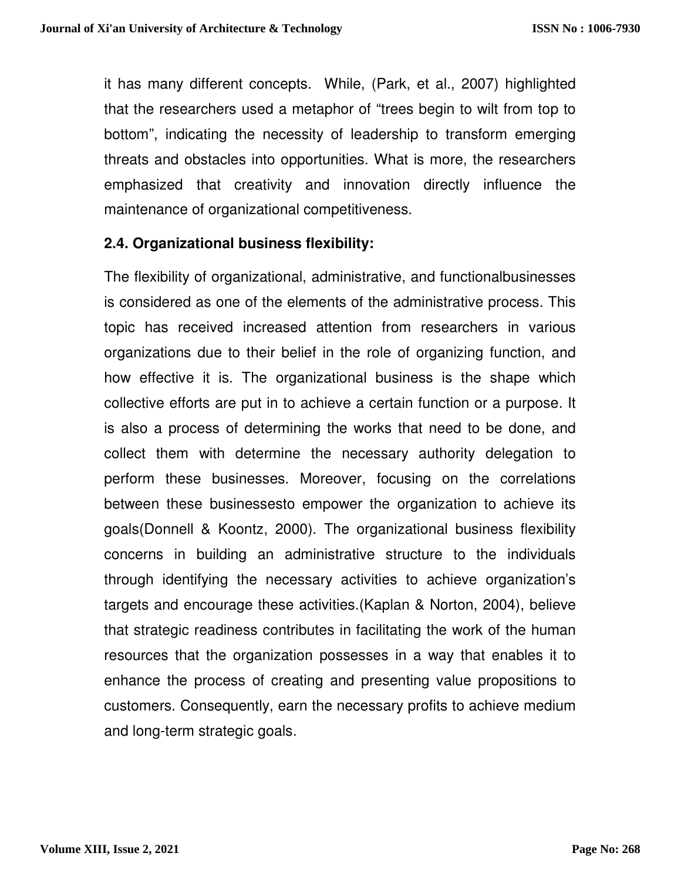it has many different concepts. While, (Park, et al., 2007) highlighted that the researchers used a metaphor of "trees begin to wilt from top to bottom", indicating the necessity of leadership to transform emerging threats and obstacles into opportunities. What is more, the researchers emphasized that creativity and innovation directly influence the maintenance of organizational competitiveness.

### 2.4. Organizational business flexibility:

The flexibility of organizational, administrative, and functionalbusinesses is considered as one of the elements of the administrative process. This topic has received increased attention from researchers in various organizations due to their belief in the role of organizing function, and how effective it is. The organizational business is the shape which collective efforts are put in to achieve a certain function or a purpose. It is also a process of determining the works that need to be done, and collect them with determine the necessary authority delegation to perform these businesses. Moreover, focusing on the correlations between these businessesto empower the organization to achieve its goals(Donnell & Koontz, 2000). The organizational business flexibility concerns in building an administrative structure to the individuals through identifying the necessary activities to achieve organization's targets and encourage these activities.(Kaplan & Norton, 2004), believe that strategic readiness contributes in facilitating the work of the human resources that the organization possesses in a way that enables it to enhance the process of creating and presenting value propositions to customers. Consequently, earn the necessary profits to achieve medium and long-term strategic goals.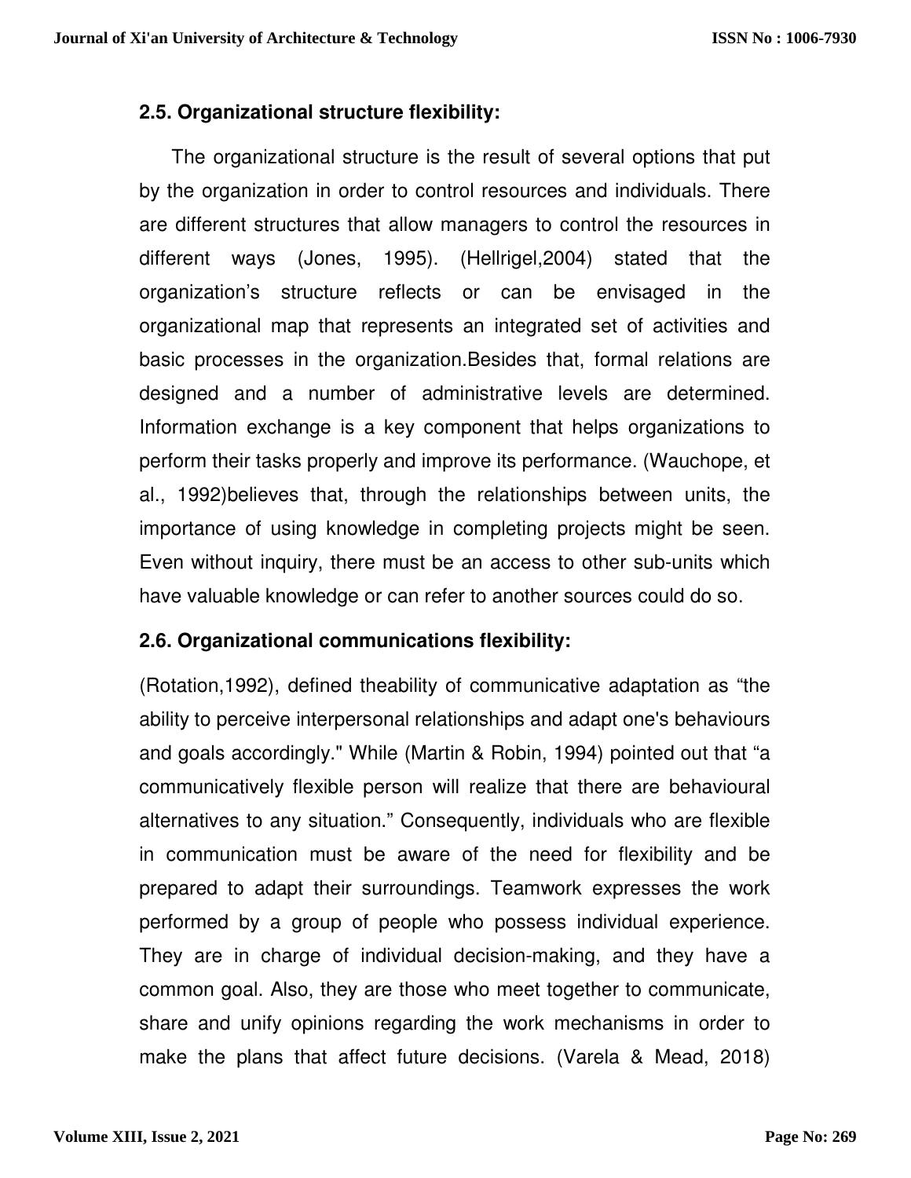### 2.5. Organizational structure flexibility:

The organizational structure is the result of several options that put by the organization in order to control resources and individuals. There are different structures that allow managers to control the resources in different ways (Jones, 1995). (Hellrigel,2004) stated that the organization's structure reflects or can be envisaged in the organizational map that represents an integrated set of activities and basic processes in the organization.Besides that, formal relations are designed and a number of administrative levels are determined. Information exchange is a key component that helps organizations to perform their tasks properly and improve its performance. (Wauchope, et al., 1992)believes that, through the relationships between units, the importance of using knowledge in completing projects might be seen. Even without inquiry, there must be an access to other sub-units which have valuable knowledge or can refer to another sources could do so.

### 2.6. Organizational communications flexibility:

(Rotation,1992), defined theability of communicative adaptation as "the ability to perceive interpersonal relationships and adapt one's behaviours and goals accordingly." While (Martin & Robin, 1994) pointed out that "a communicatively flexible person will realize that there are behavioural alternatives to any situation." Consequently, individuals who are flexible in communication must be aware of the need for flexibility and be prepared to adapt their surroundings. Teamwork expresses the work performed by a group of people who possess individual experience. They are in charge of individual decision-making, and they have a common goal. Also, they are those who meet together to communicate, share and unify opinions regarding the work mechanisms in order to make the plans that affect future decisions. (Varela & Mead, 2018)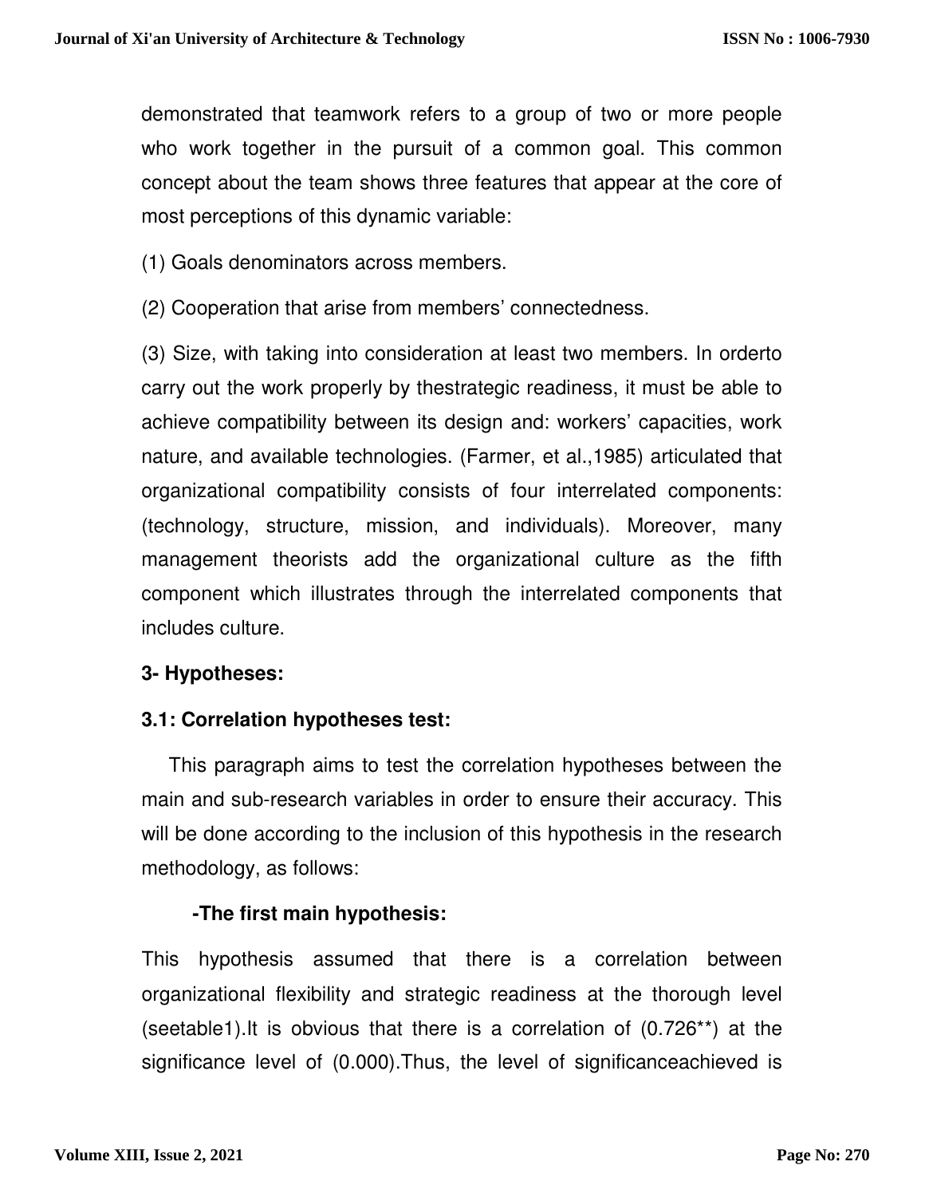demonstrated that teamwork refers to a group of two or more people who work together in the pursuit of a common goal. This common concept about the team shows three features that appear at the core of most perceptions of this dynamic variable:

(1) Goals denominators across members.

(2) Cooperation that arise from members' connectedness.

(3) Size, with taking into consideration at least two members. In orderto carry out the work properly by thestrategic readiness, it must be able to achieve compatibility between its design and: workers' capacities, work nature, and available technologies. (Farmer, et al.,1985) articulated that organizational compatibility consists of four interrelated components: (technology, structure, mission, and individuals). Moreover, many management theorists add the organizational culture as the fifth component which illustrates through the interrelated components that includes culture.

## 3- Hypotheses:

### 3.1: Correlation hypotheses test:

This paragraph aims to test the correlation hypotheses between the main and sub-research variables in order to ensure their accuracy. This will be done according to the inclusion of this hypothesis in the research methodology, as follows:

**-The first main hypothesis:**

This hypothesis assumed that there is a correlation between organizational flexibility and strategic readiness at the thorough level (seetable1).It is obvious that there is a correlation of (0.726**) at the significance level of (0.000).Thus, the level of significanceachieved is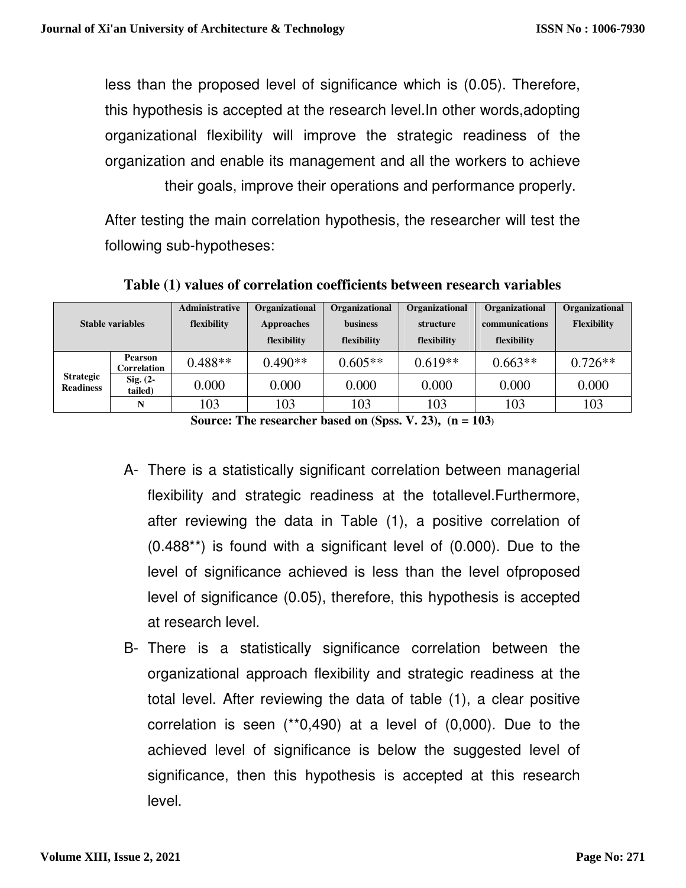less than the proposed level of significance which is (0.05). Therefore, this hypothesis is accepted at the research level.In other words,adopting organizational flexibility will improve the strategic readiness of the organization and enable its management and all the workers to achieve their goals, improve their operations and performance properly.

After testing the main correlation hypothesis, the researcher will test the following sub-hypotheses:

**Table (1) values of correlation coefficients between research variables**

| Stable variables | | Administrative flexibility | Organizational Approaches flexibility | Organizational business flexibility | Organizational structure flexibility | Organizational communications flexibility | Organizational Flexibility |
|---|---|---|---|---|---|---|---|
| Strategic Readiness | Pearson Correlation | 0.488** | 0.490** | 0.605** | 0.619** | 0.663** | 0.726** |
| | Sig. (2-tailed) | 0.000 | 0.000 | 0.000 | 0.000 | 0.000 | 0.000 |
| | N | 103 | 103 | 103 | 103 | 103 | 103 |

**Source: The researcher based on (Spss. V. 23), (n = 103)**

A- There is a statistically significant correlation between managerial flexibility and strategic readiness at the totallevel.Furthermore, after reviewing the data in Table (1), a positive correlation of (0.488**) is found with a significant level of (0.000). Due to the level of significance achieved is less than the level ofproposed level of significance (0.05), therefore, this hypothesis is accepted at research level.

B- There is a statistically significance correlation between the organizational approach flexibility and strategic readiness at the total level. After reviewing the data of table (1), a clear positive correlation is seen (**0,490) at a level of (0,000). Due to the achieved level of significance is below the suggested level of significance, then this hypothesis is accepted at this research level.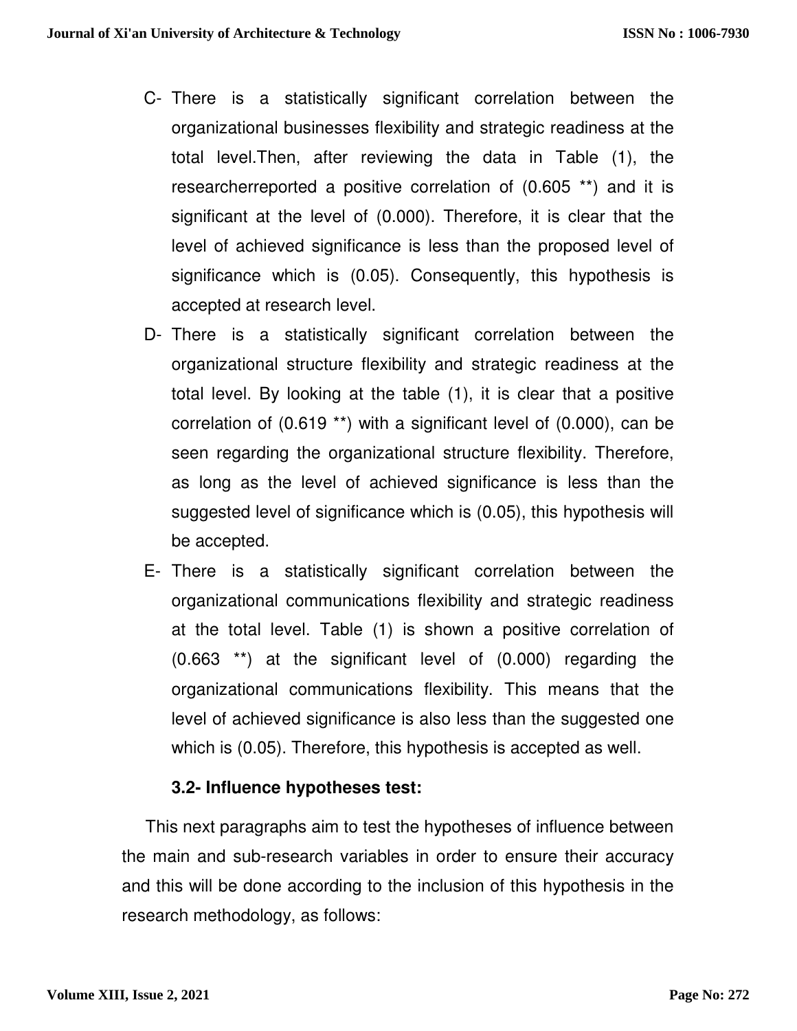C- There is a statistically significant correlation between the organizational businesses flexibility and strategic readiness at the total level.Then, after reviewing the data in Table (1), the researcherreported a positive correlation of (0.605 **) and it is significant at the level of (0.000). Therefore, it is clear that the level of achieved significance is less than the proposed level of significance which is (0.05). Consequently, this hypothesis is accepted at research level.

D- There is a statistically significant correlation between the organizational structure flexibility and strategic readiness at the total level. By looking at the table (1), it is clear that a positive correlation of (0.619 **) with a significant level of (0.000), can be seen regarding the organizational structure flexibility. Therefore, as long as the level of achieved significance is less than the suggested level of significance which is (0.05), this hypothesis will be accepted.

E- There is a statistically significant correlation between the organizational communications flexibility and strategic readiness at the total level. Table (1) is shown a positive correlation of (0.663 **) at the significant level of (0.000) regarding the organizational communications flexibility. This means that the level of achieved significance is also less than the suggested one which is (0.05). Therefore, this hypothesis is accepted as well.

### 3.2- Influence hypotheses test:

This next paragraphs aim to test the hypotheses of influence between the main and sub-research variables in order to ensure their accuracy and this will be done according to the inclusion of this hypothesis in the research methodology, as follows: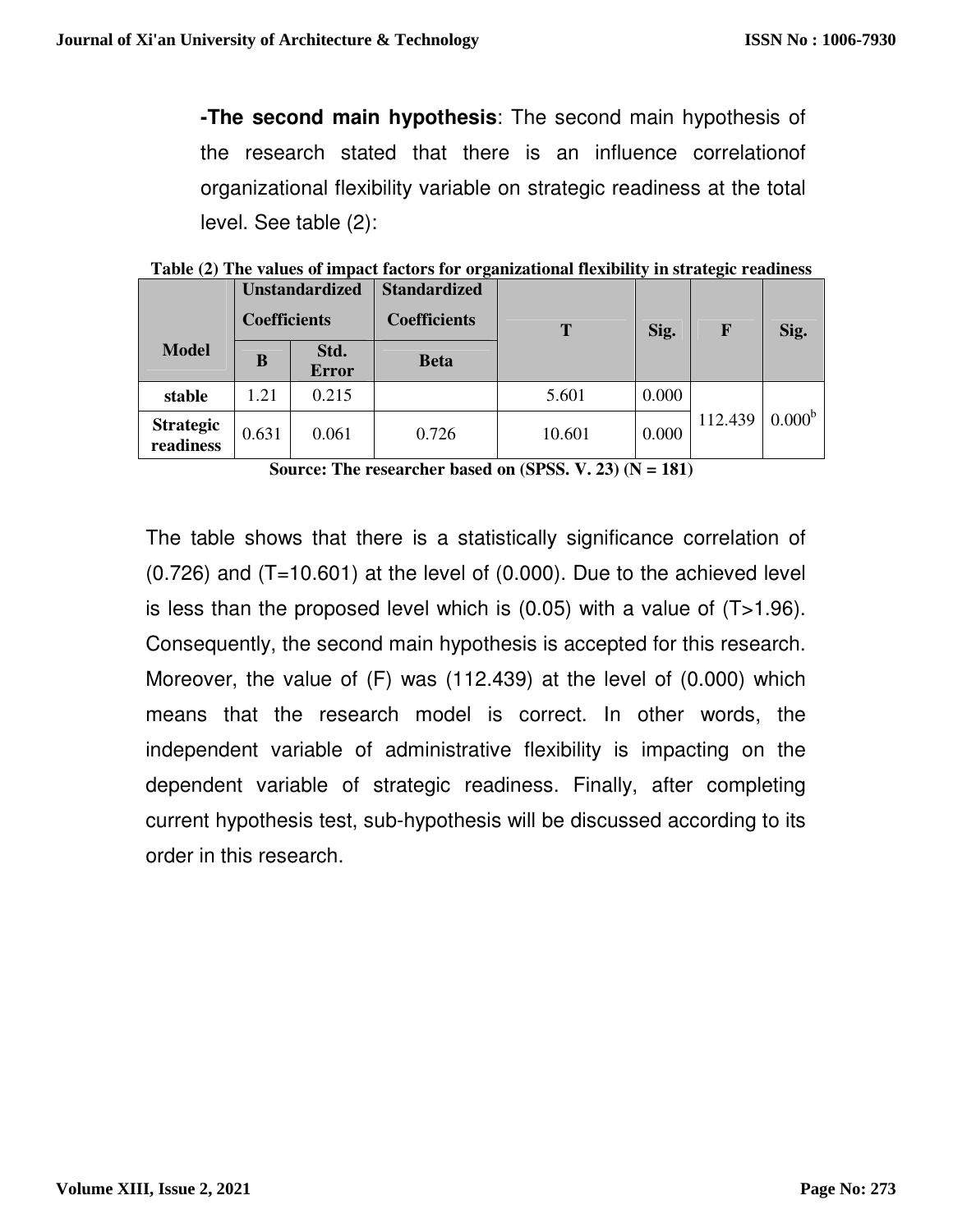**-The second main hypothesis**: The second main hypothesis of the research stated that there is an influence correlationof organizational flexibility variable on strategic readiness at the total level. See table (2):

**Table (2) The values of impact factors for organizational flexibility in strategic readiness**

| Model | Unstandardized Coefficients | | Standardized Coefficients | T | Sig. | F | Sig. |
|---|---|---|---|---|---|---|---|
| | B | Std. Error | Beta | | | | |
| stable | 1.21 | 0.215 | | 5.601 | 0.000 | 112.439 | 0.000[b] |
| Strategic readiness | 0.631 | 0.061 | 0.726 | 10.601 | 0.000 | | |

**Source: The researcher based on (SPSS. V. 23) (N = 181)**

The table shows that there is a statistically significance correlation of (0.726) and (T=10.601) at the level of (0.000). Due to the achieved level is less than the proposed level which is (0.05) with a value of (T>1.96). Consequently, the second main hypothesis is accepted for this research. Moreover, the value of (F) was (112.439) at the level of (0.000) which means that the research model is correct. In other words, the independent variable of administrative flexibility is impacting on the dependent variable of strategic readiness. Finally, after completing current hypothesis test, sub-hypothesis will be discussed according to its order in this research.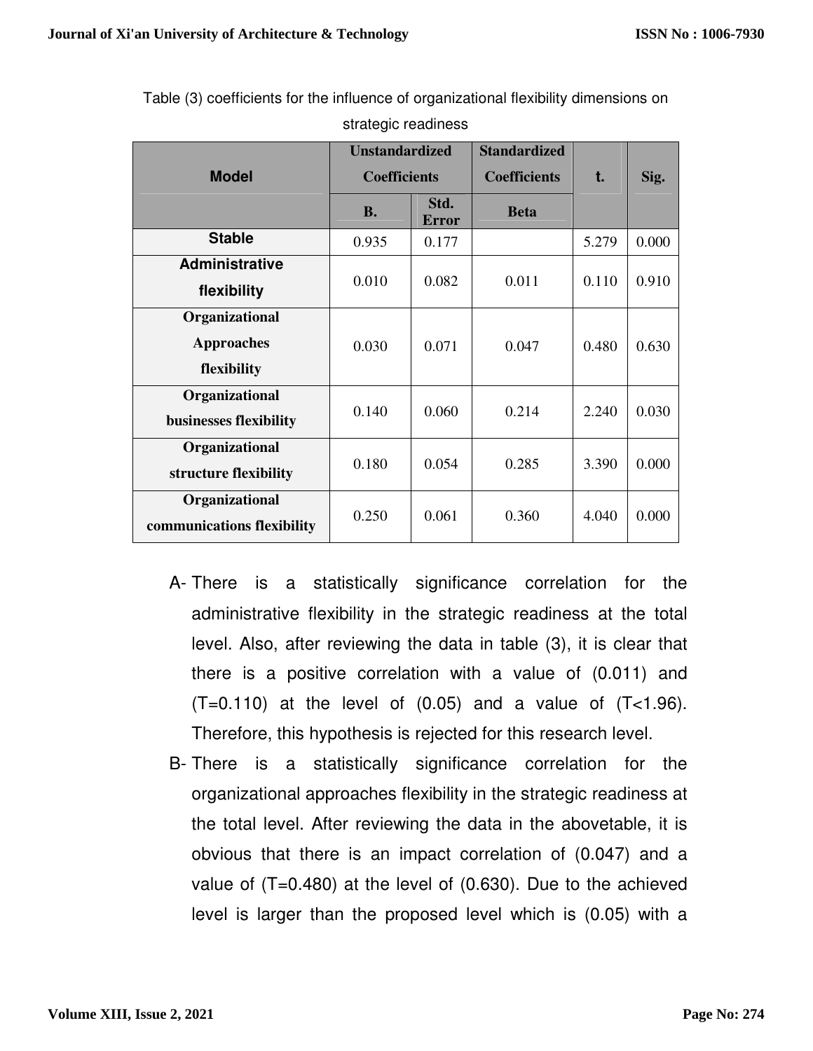Table (3) coefficients for the influence of organizational flexibility dimensions on strategic readiness

| Model | Unstandardized Coefficients | | Standardized Coefficients | t. | Sig. |
|---|---|---|---|---|---|
| | B. | Std. Error | Beta | | |
| **Stable** | 0.935 | 0.177 | | 5.279 | 0.000 |
| **Administrative flexibility** | 0.010 | 0.082 | 0.011 | 0.110 | 0.910 |
| **Organizational Approaches flexibility** | 0.030 | 0.071 | 0.047 | 0.480 | 0.630 |
| **Organizational businesses flexibility** | 0.140 | 0.060 | 0.214 | 2.240 | 0.030 |
| **Organizational structure flexibility** | 0.180 | 0.054 | 0.285 | 3.390 | 0.000 |
| **Organizational communications flexibility** | 0.250 | 0.061 | 0.360 | 4.040 | 0.000 |

A- There is a statistically significance correlation for the administrative flexibility in the strategic readiness at the total level. Also, after reviewing the data in table (3), it is clear that there is a positive correlation with a value of (0.011) and (T=0.110) at the level of (0.05) and a value of (T<1.96). Therefore, this hypothesis is rejected for this research level.

B- There is a statistically significance correlation for the organizational approaches flexibility in the strategic readiness at the total level. After reviewing the data in the abovetable, it is obvious that there is an impact correlation of (0.047) and a value of (T=0.480) at the level of (0.630). Due to the achieved level is larger than the proposed level which is (0.05) with a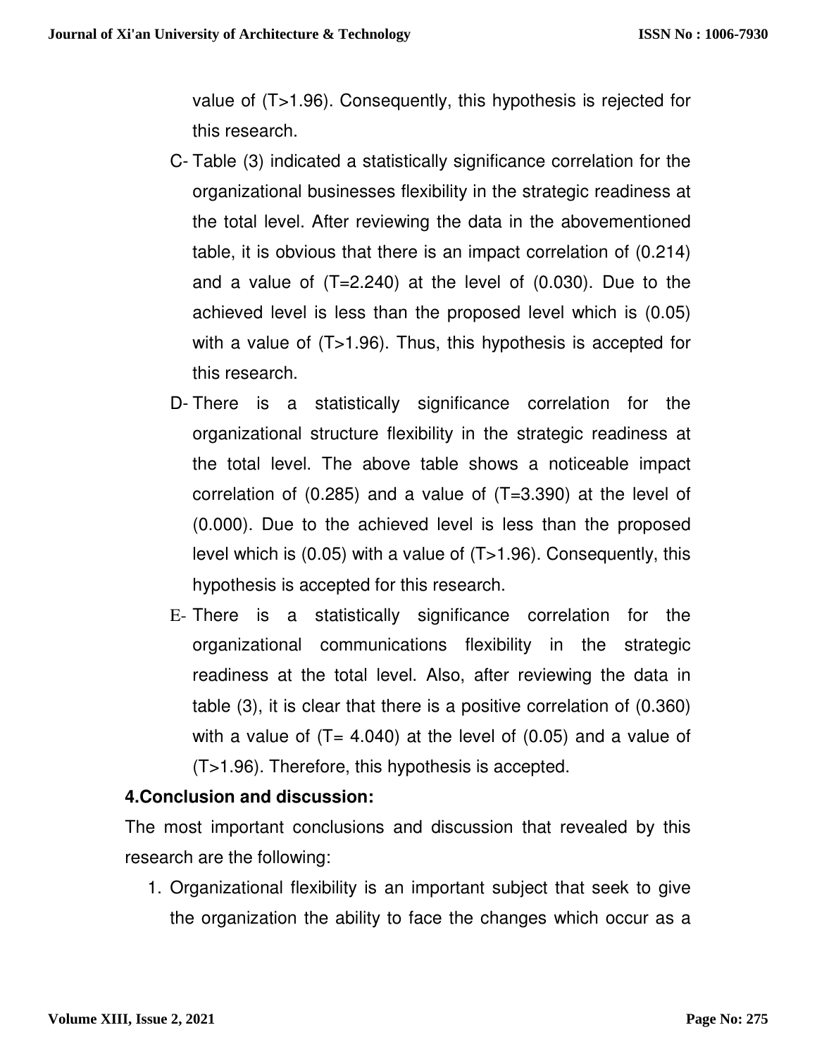value of (T>1.96). Consequently, this hypothesis is rejected for this research.

C- Table (3) indicated a statistically significance correlation for the organizational businesses flexibility in the strategic readiness at the total level. After reviewing the data in the abovementioned table, it is obvious that there is an impact correlation of (0.214) and a value of (T=2.240) at the level of (0.030). Due to the achieved level is less than the proposed level which is (0.05) with a value of (T>1.96). Thus, this hypothesis is accepted for this research.

D- There is a statistically significance correlation for the organizational structure flexibility in the strategic readiness at the total level. The above table shows a noticeable impact correlation of (0.285) and a value of (T=3.390) at the level of (0.000). Due to the achieved level is less than the proposed level which is (0.05) with a value of (T>1.96). Consequently, this hypothesis is accepted for this research.

E- There is a statistically significance correlation for the organizational communications flexibility in the strategic readiness at the total level. Also, after reviewing the data in table (3), it is clear that there is a positive correlation of (0.360) with a value of (T= 4.040) at the level of (0.05) and a value of (T>1.96). Therefore, this hypothesis is accepted.

## 4.Conclusion and discussion:

The most important conclusions and discussion that revealed by this research are the following:

1. Organizational flexibility is an important subject that seek to give the organization the ability to face the changes which occur as a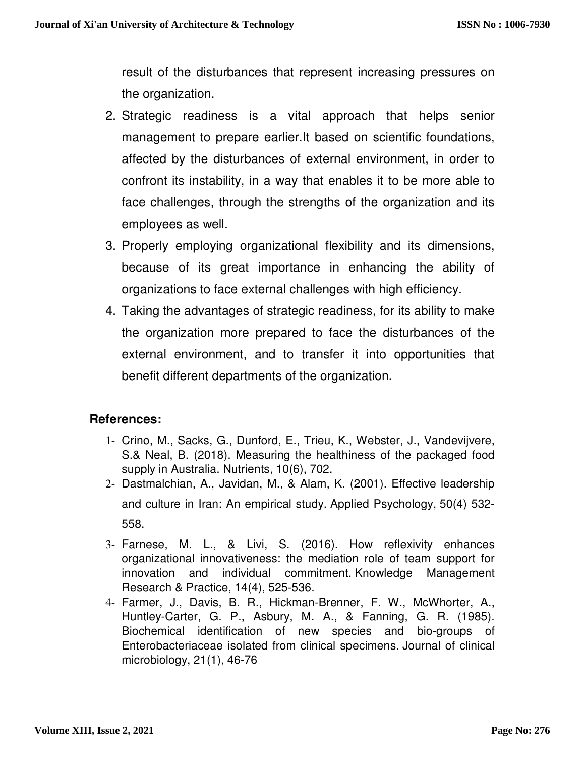result of the disturbances that represent increasing pressures on the organization.

2. Strategic readiness is a vital approach that helps senior management to prepare earlier.It based on scientific foundations, affected by the disturbances of external environment, in order to confront its instability, in a way that enables it to be more able to face challenges, through the strengths of the organization and its employees as well.
3. Properly employing organizational flexibility and its dimensions, because of its great importance in enhancing the ability of organizations to face external challenges with high efficiency.
4. Taking the advantages of strategic readiness, for its ability to make the organization more prepared to face the disturbances of the external environment, and to transfer it into opportunities that benefit different departments of the organization.

## References:

1- Crino, M., Sacks, G., Dunford, E., Trieu, K., Webster, J., Vandevijvere, S.& Neal, B. (2018). Measuring the healthiness of the packaged food supply in Australia. Nutrients, 10(6), 702.

2- Dastmalchian, A., Javidan, M., & Alam, K. (2001). Effective leadership and culture in Iran: An empirical study. Applied Psychology, 50(4) 532-558.

3- Farnese, M. L., & Livi, S. (2016). How reflexivity enhances organizational innovativeness: the mediation role of team support for innovation and individual commitment. Knowledge Management Research & Practice, 14(4), 525-536.

4- Farmer, J., Davis, B. R., Hickman-Brenner, F. W., McWhorter, A., Huntley-Carter, G. P., Asbury, M. A., & Fanning, G. R. (1985). Biochemical identification of new species and bio-groups of Enterobacteriaceae isolated from clinical specimens. Journal of clinical microbiology, 21(1), 46-76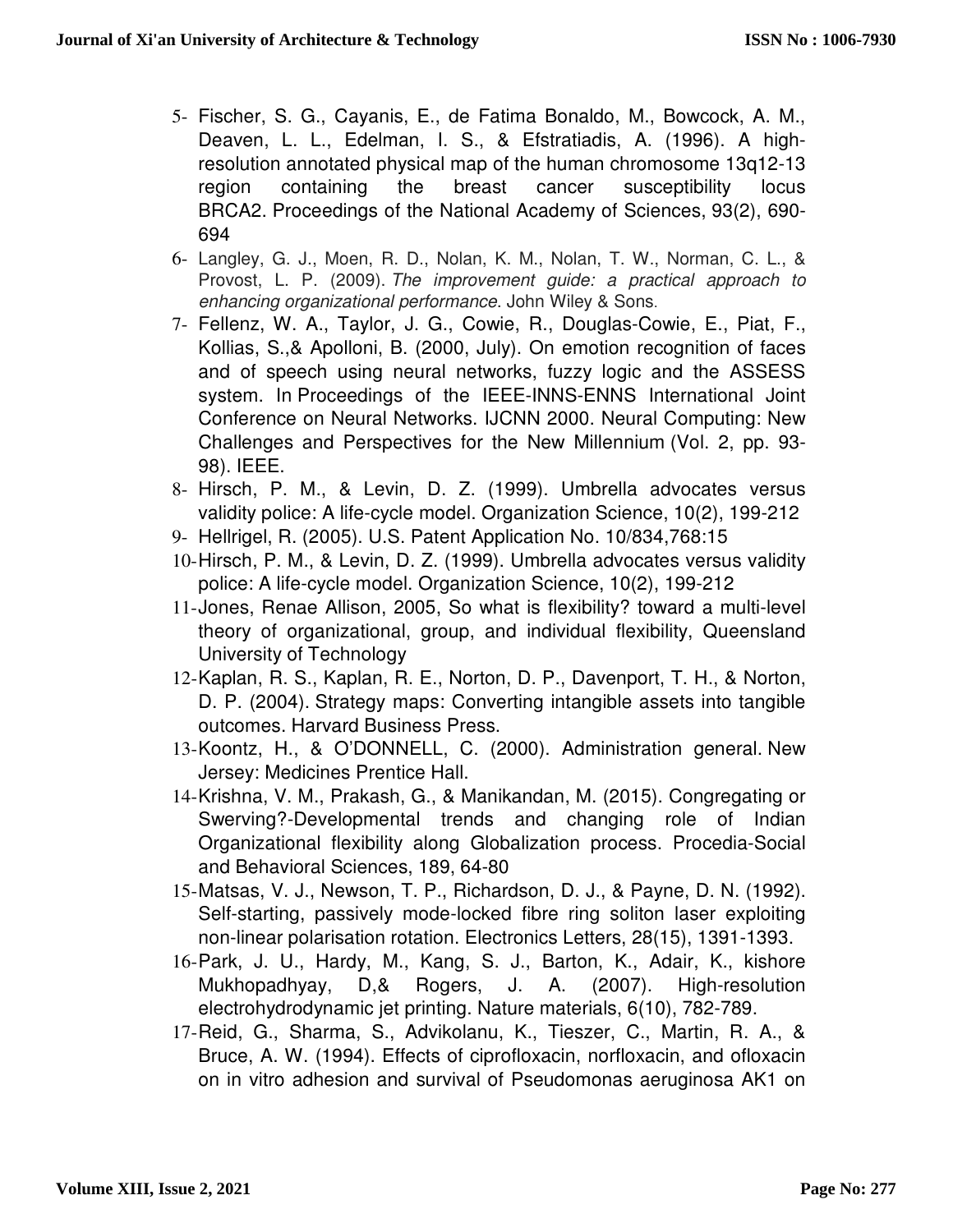5- Fischer, S. G., Cayanis, E., de Fatima Bonaldo, M., Bowcock, A. M., Deaven, L. L., Edelman, I. S., & Efstratiadis, A. (1996). A high-resolution annotated physical map of the human chromosome 13q12-13 region containing the breast cancer susceptibility locus BRCA2. Proceedings of the National Academy of Sciences, 93(2), 690-694

6- Langley, G. J., Moen, R. D., Nolan, K. M., Nolan, T. W., Norman, C. L., & Provost, L. P. (2009). *The improvement guide: a practical approach to enhancing organizational performance*. John Wiley & Sons.

7- Fellenz, W. A., Taylor, J. G., Cowie, R., Douglas-Cowie, E., Piat, F., Kollias, S.,& Apolloni, B. (2000, July). On emotion recognition of faces and of speech using neural networks, fuzzy logic and the ASSESS system. In Proceedings of the IEEE-INNS-ENNS International Joint Conference on Neural Networks. IJCNN 2000. Neural Computing: New Challenges and Perspectives for the New Millennium (Vol. 2, pp. 93-98). IEEE.

8- Hirsch, P. M., & Levin, D. Z. (1999). Umbrella advocates versus validity police: A life-cycle model. Organization Science, 10(2), 199-212

9- Hellrigel, R. (2005). U.S. Patent Application No. 10/834,768:15

10- Hirsch, P. M., & Levin, D. Z. (1999). Umbrella advocates versus validity police: A life-cycle model. Organization Science, 10(2), 199-212

11- Jones, Renae Allison, 2005, So what is flexibility? toward a multi-level theory of organizational, group, and individual flexibility, Queensland University of Technology

12- Kaplan, R. S., Kaplan, R. E., Norton, D. P., Davenport, T. H., & Norton, D. P. (2004). Strategy maps: Converting intangible assets into tangible outcomes. Harvard Business Press.

13- Koontz, H., & O'DONNELL, C. (2000). Administration general. New Jersey: Medicines Prentice Hall.

14- Krishna, V. M., Prakash, G., & Manikandan, M. (2015). Congregating or Swerving?-Developmental trends and changing role of Indian Organizational flexibility along Globalization process. Procedia-Social and Behavioral Sciences, 189, 64-80

15- Matsas, V. J., Newson, T. P., Richardson, D. J., & Payne, D. N. (1992). Self-starting, passively mode-locked fibre ring soliton laser exploiting non-linear polarisation rotation. Electronics Letters, 28(15), 1391-1393.

16- Park, J. U., Hardy, M., Kang, S. J., Barton, K., Adair, K., kishore Mukhopadhyay, D,& Rogers, J. A. (2007). High-resolution electrohydrodynamic jet printing. Nature materials, 6(10), 782-789.

17- Reid, G., Sharma, S., Advikolanu, K., Tieszer, C., Martin, R. A., & Bruce, A. W. (1994). Effects of ciprofloxacin, norfloxacin, and ofloxacin on in vitro adhesion and survival of Pseudomonas aeruginosa AK1 on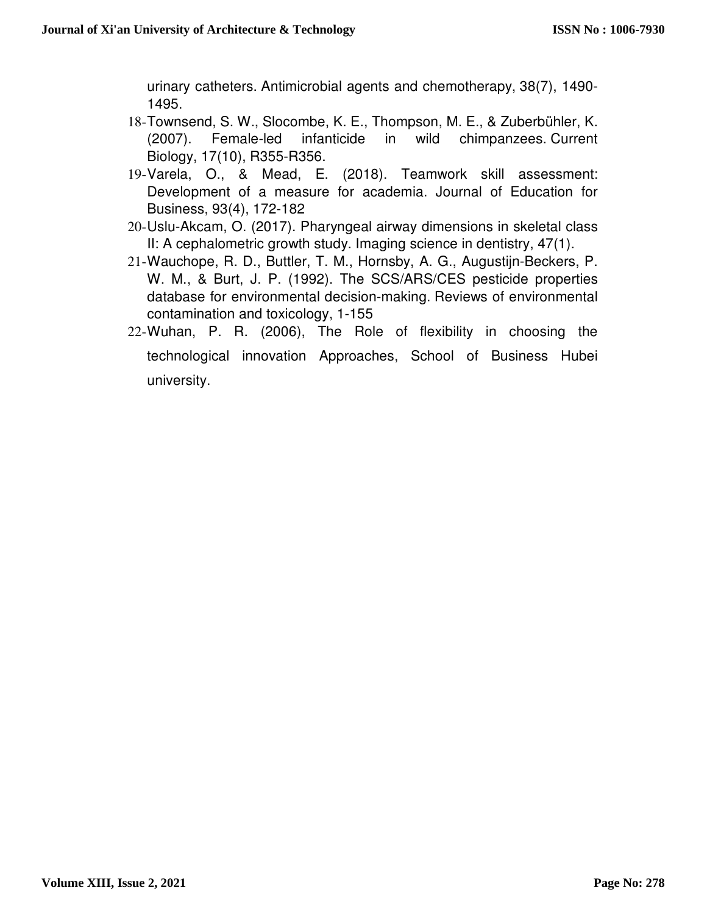urinary catheters. Antimicrobial agents and chemotherapy, 38(7), 1490-1495.

18- Townsend, S. W., Slocombe, K. E., Thompson, M. E., & Zuberbühler, K. (2007). Female-led infanticide in wild chimpanzees. Current Biology, 17(10), R355-R356.

19- Varela, O., & Mead, E. (2018). Teamwork skill assessment: Development of a measure for academia. Journal of Education for Business, 93(4), 172-182

20- Uslu-Akcam, O. (2017). Pharyngeal airway dimensions in skeletal class II: A cephalometric growth study. Imaging science in dentistry, 47(1).

21- Wauchope, R. D., Buttler, T. M., Hornsby, A. G., Augustijn-Beckers, P. W. M., & Burt, J. P. (1992). The SCS/ARS/CES pesticide properties database for environmental decision-making. Reviews of environmental contamination and toxicology, 1-155

22- Wuhan, P. R. (2006), The Role of flexibility in choosing the technological innovation Approaches, School of Business Hubei university.